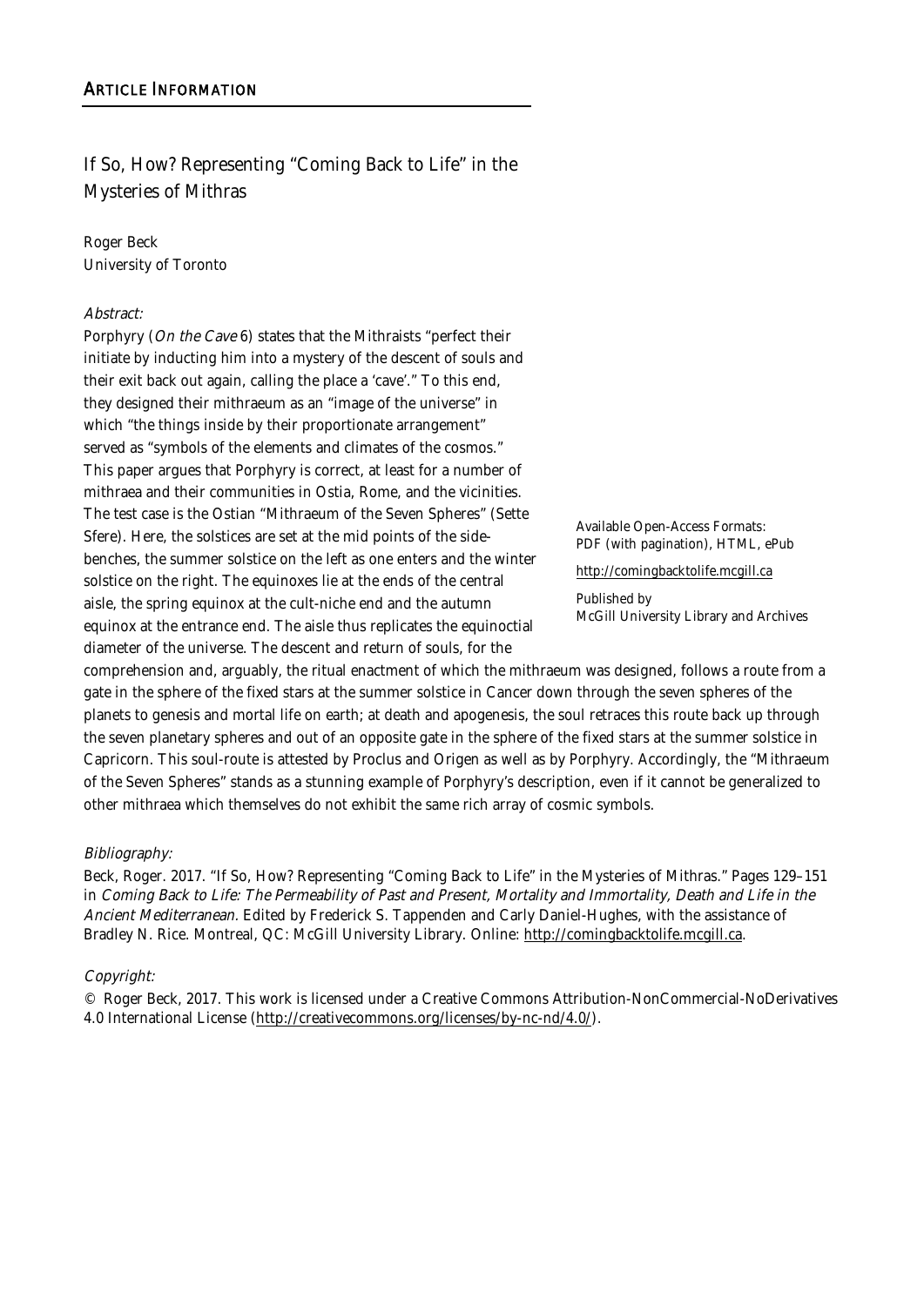## Article Information

### If So, How? Representing "Coming Back to Life" in the Mysteries of Mithras

Roger Beck
University of Toronto

*Abstract:*

Porphyry (*On the Cave* 6) states that the Mithraists "perfect their initiate by inducting him into a mystery of the descent of souls and their exit back out again, calling the place a 'cave'." To this end, they designed their mithraeum as an "image of the universe" in which "the things inside by their proportionate arrangement" served as "symbols of the elements and climates of the cosmos." This paper argues that Porphyry is correct, at least for a number of mithraea and their communities in Ostia, Rome, and the vicinities. The test case is the Ostian "Mithraeum of the Seven Spheres" (Sette Sfere). Here, the solstices are set at the mid points of the side-benches, the summer solstice on the left as one enters and the winter solstice on the right. The equinoxes lie at the ends of the central aisle, the spring equinox at the cult-niche end and the autumn equinox at the entrance end. The aisle thus replicates the equinoctial diameter of the universe. The descent and return of souls, for the comprehension and, arguably, the ritual enactment of which the mithraeum was designed, follows a route from a gate in the sphere of the fixed stars at the summer solstice in Cancer down through the seven spheres of the planets to genesis and mortal life on earth; at death and apogenesis, the soul retraces this route back up through the seven planetary spheres and out of an opposite gate in the sphere of the fixed stars at the summer solstice in Capricorn. This soul-route is attested by Proclus and Origen as well as by Porphyry. Accordingly, the "Mithraeum of the Seven Spheres" stands as a stunning example of Porphyry's description, even if it cannot be generalized to other mithraea which themselves do not exhibit the same rich array of cosmic symbols.

Available Open-Access Formats: PDF (with pagination), HTML, ePub

http://comingbacktolife.mcgill.ca

Published by McGill University Library and Archives

*Bibliography:*

Beck, Roger. 2017. "If So, How? Representing "Coming Back to Life" in the Mysteries of Mithras." Pages 129–151 in *Coming Back to Life: The Permeability of Past and Present, Mortality and Immortality, Death and Life in the Ancient Mediterranean.* Edited by Frederick S. Tappenden and Carly Daniel-Hughes, with the assistance of Bradley N. Rice. Montreal, QC: McGill University Library. Online: http://comingbacktolife.mcgill.ca.

*Copyright:*

© Roger Beck, 2017. This work is licensed under a Creative Commons Attribution-NonCommercial-NoDerivatives 4.0 International License (http://creativecommons.org/licenses/by-nc-nd/4.0/).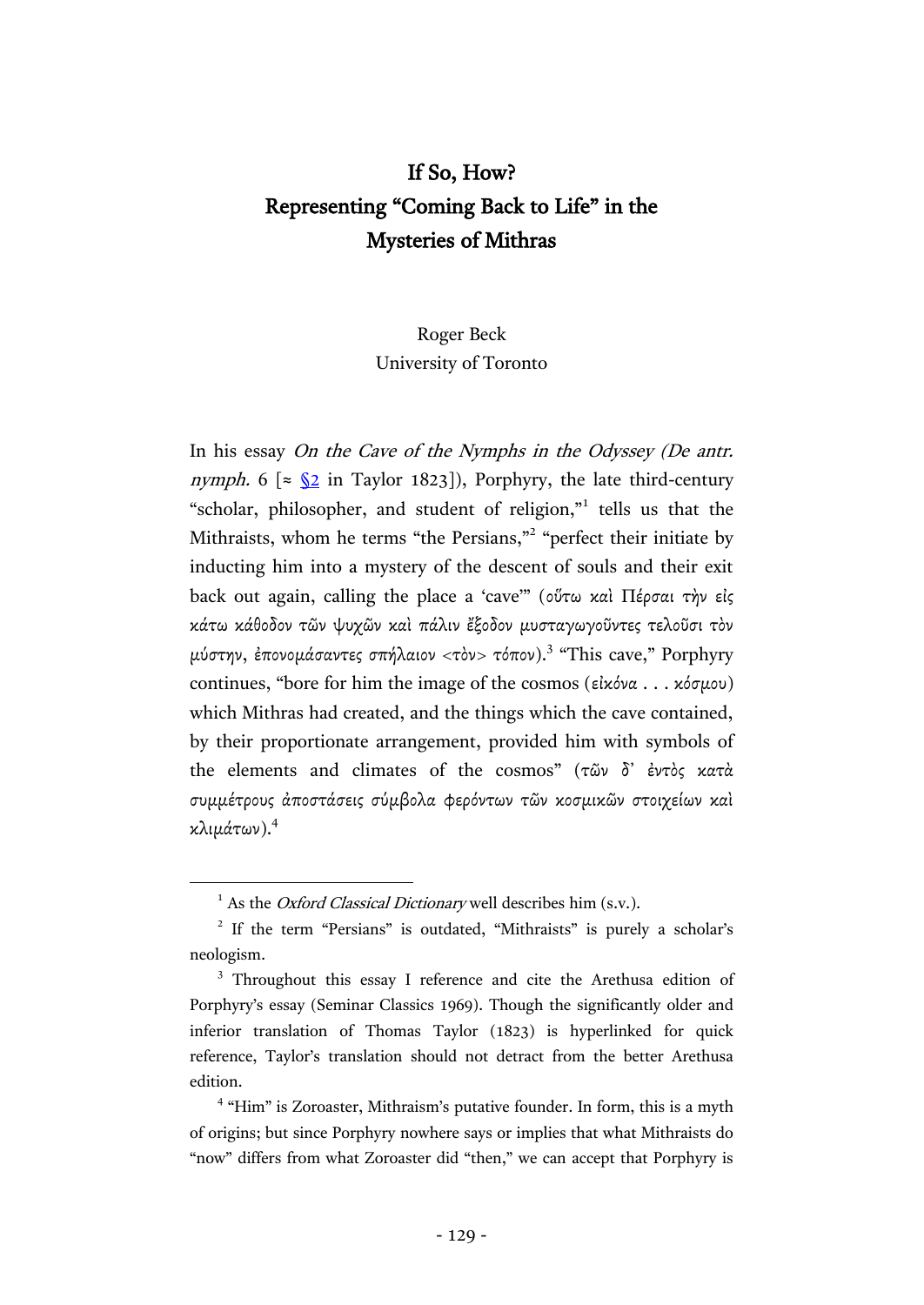# If So, How? Representing "Coming Back to Life" in the Mysteries of Mithras

Roger Beck
University of Toronto

In his essay *On the Cave of the Nymphs in the Odyssey (De antr. nymph.* 6 [≈ §2 in Taylor 1823]), Porphyry, the late third-century "scholar, philosopher, and student of religion,"[1] tells us that the Mithraists, whom he terms "the Persians,"[2] "perfect their initiate by inducting him into a mystery of the descent of souls and their exit back out again, calling the place a 'cave'" (οὕτω καὶ Πέρσαι τὴν εἰς κάτω κάθοδον τῶν ψυχῶν καὶ πάλιν ἔξοδον μυσταγωγοῦντες τελοῦσι τὸν μύστην, ἐπονομάσαντες σπήλαιον <τὸν> τόπον).[3] "This cave," Porphyry continues, "bore for him the image of the cosmos (εἰκόνα . . . κόσμου) which Mithras had created, and the things which the cave contained, by their proportionate arrangement, provided him with symbols of the elements and climates of the cosmos" (τῶν δ' ἐντὸς κατὰ συμμέτρους ἀποστάσεις σύμβολα φερόντων τῶν κοσμικῶν στοιχείων καὶ κλιμάτων).[4]

---

[1] As the *Oxford Classical Dictionary* well describes him (s.v.).

[2] If the term "Persians" is outdated, "Mithraists" is purely a scholar's neologism.

[3] Throughout this essay I reference and cite the Arethusa edition of Porphyry's essay (Seminar Classics 1969). Though the significantly older and inferior translation of Thomas Taylor (1823) is hyperlinked for quick reference, Taylor's translation should not detract from the better Arethusa edition.

[4] "Him" is Zoroaster, Mithraism's putative founder. In form, this is a myth of origins; but since Porphyry nowhere says or implies that what Mithraists do "now" differs from what Zoroaster did "then," we can accept that Porphyry is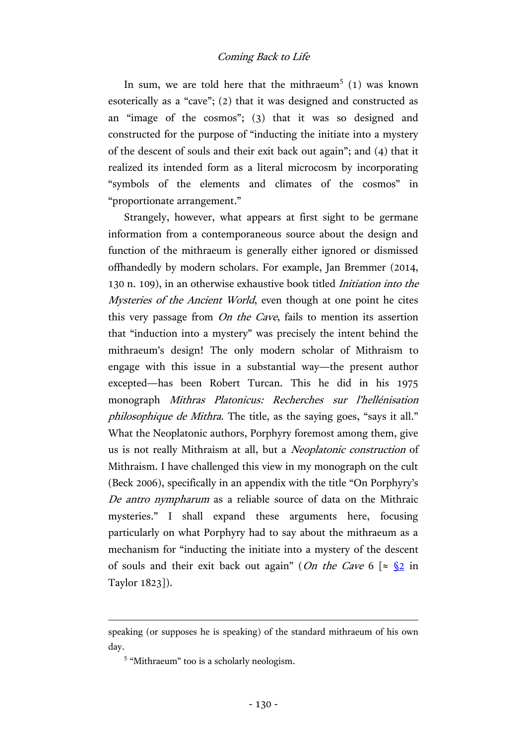In sum, we are told here that the mithraeum[5] (1) was known esoterically as a "cave"; (2) that it was designed and constructed as an "image of the cosmos"; (3) that it was so designed and constructed for the purpose of "inducting the initiate into a mystery of the descent of souls and their exit back out again"; and (4) that it realized its intended form as a literal microcosm by incorporating "symbols of the elements and climates of the cosmos" in "proportionate arrangement."

Strangely, however, what appears at first sight to be germane information from a contemporaneous source about the design and function of the mithraeum is generally either ignored or dismissed offhandedly by modern scholars. For example, Jan Bremmer (2014, 130 n. 109), in an otherwise exhaustive book titled *Initiation into the Mysteries of the Ancient World*, even though at one point he cites this very passage from *On the Cave*, fails to mention its assertion that "induction into a mystery" was precisely the intent behind the mithraeum's design! The only modern scholar of Mithraism to engage with this issue in a substantial way—the present author excepted—has been Robert Turcan. This he did in his 1975 monograph *Mithras Platonicus: Recherches sur l'hellénisation philosophique de Mithra*. The title, as the saying goes, "says it all." What the Neoplatonic authors, Porphyry foremost among them, give us is not really Mithraism at all, but a *Neoplatonic construction* of Mithraism. I have challenged this view in my monograph on the cult (Beck 2006), specifically in an appendix with the title "On Porphyry's *De antro nympharum* as a reliable source of data on the Mithraic mysteries." I shall expand these arguments here, focusing particularly on what Porphyry had to say about the mithraeum as a mechanism for "inducting the initiate into a mystery of the descent of souls and their exit back out again" (*On the Cave* 6 [≈ §2 in Taylor 1823]).

---

speaking (or supposes he is speaking) of the standard mithraeum of his own day.

[5] "Mithraeum" too is a scholarly neologism.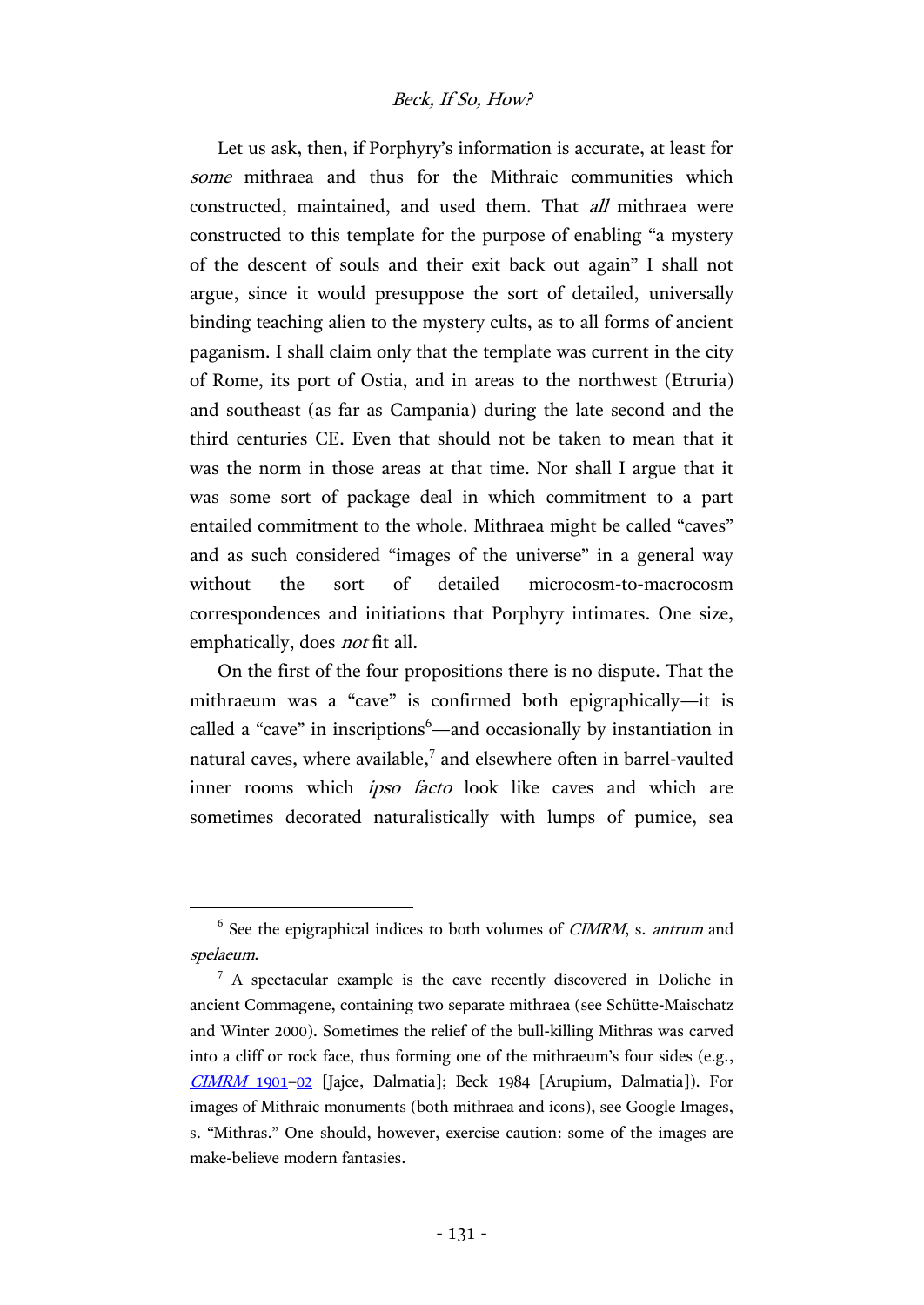Let us ask, then, if Porphyry's information is accurate, at least for *some* mithraea and thus for the Mithraic communities which constructed, maintained, and used them. That *all* mithraea were constructed to this template for the purpose of enabling "a mystery of the descent of souls and their exit back out again" I shall not argue, since it would presuppose the sort of detailed, universally binding teaching alien to the mystery cults, as to all forms of ancient paganism. I shall claim only that the template was current in the city of Rome, its port of Ostia, and in areas to the northwest (Etruria) and southeast (as far as Campania) during the late second and the third centuries CE. Even that should not be taken to mean that it was the norm in those areas at that time. Nor shall I argue that it was some sort of package deal in which commitment to a part entailed commitment to the whole. Mithraea might be called "caves" and as such considered "images of the universe" in a general way without the sort of detailed microcosm-to-macrocosm correspondences and initiations that Porphyry intimates. One size, emphatically, does *not* fit all.

On the first of the four propositions there is no dispute. That the mithraeum was a "cave" is confirmed both epigraphically—it is called a "cave" in inscriptions[6]—and occasionally by instantiation in natural caves, where available,[7] and elsewhere often in barrel-vaulted inner rooms which *ipso facto* look like caves and which are sometimes decorated naturalistically with lumps of pumice, sea

---

[6] See the epigraphical indices to both volumes of *CIMRM*, s. *antrum* and *spelaeum*.

[7] A spectacular example is the cave recently discovered in Doliche in ancient Commagene, containing two separate mithraea (see Schütte-Maischatz and Winter 2000). Sometimes the relief of the bull-killing Mithras was carved into a cliff or rock face, thus forming one of the mithraeum's four sides (e.g., *CIMRM* 1901–02 [Jajce, Dalmatia]; Beck 1984 [Arupium, Dalmatia]). For images of Mithraic monuments (both mithraea and icons), see Google Images, s. "Mithras." One should, however, exercise caution: some of the images are make-believe modern fantasies.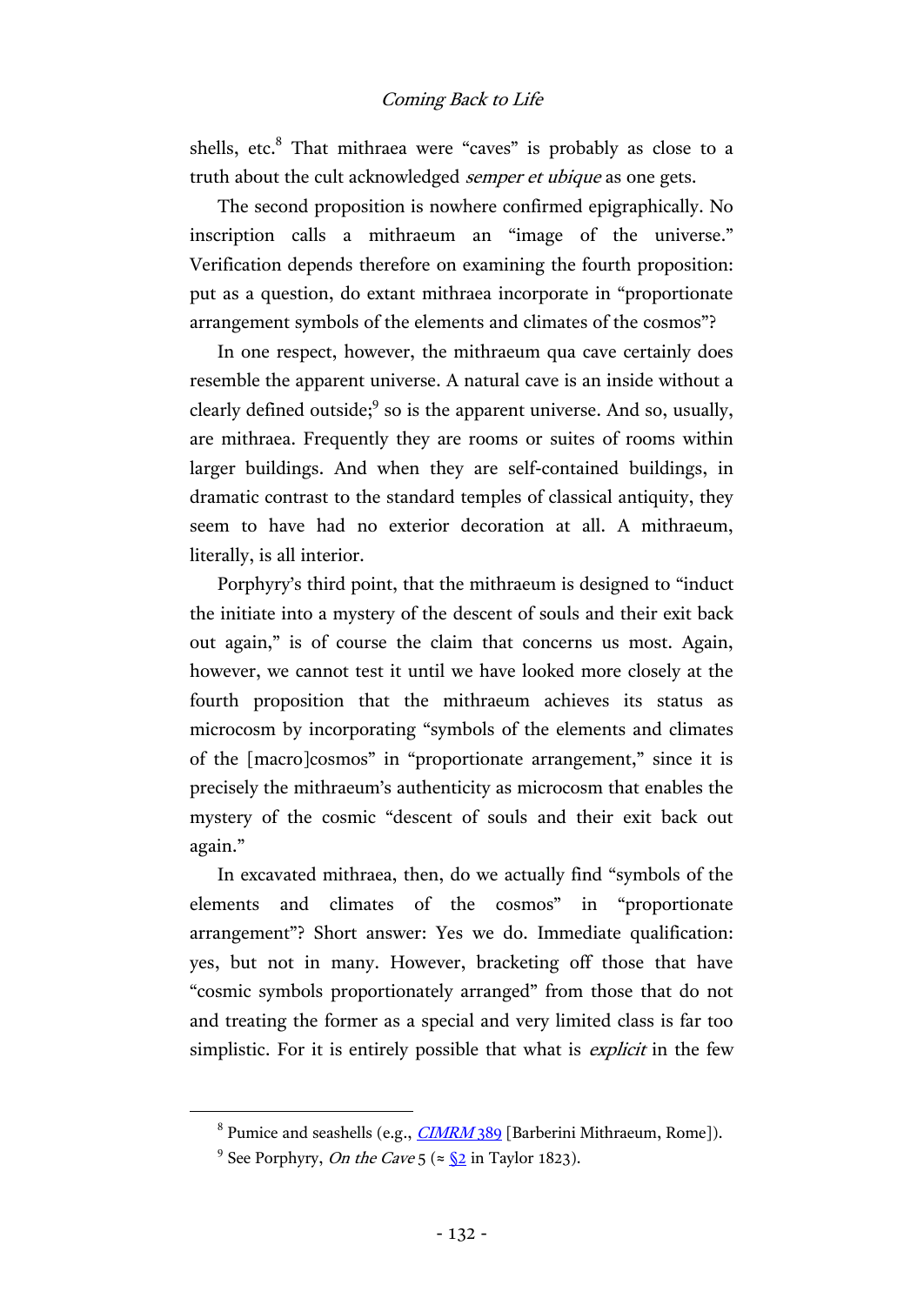shells, etc.[8] That mithraea were "caves" is probably as close to a truth about the cult acknowledged *semper et ubique* as one gets.

The second proposition is nowhere confirmed epigraphically. No inscription calls a mithraeum an "image of the universe." Verification depends therefore on examining the fourth proposition: put as a question, do extant mithraea incorporate in "proportionate arrangement symbols of the elements and climates of the cosmos"?

In one respect, however, the mithraeum qua cave certainly does resemble the apparent universe. A natural cave is an inside without a clearly defined outside;[9] so is the apparent universe. And so, usually, are mithraea. Frequently they are rooms or suites of rooms within larger buildings. And when they are self-contained buildings, in dramatic contrast to the standard temples of classical antiquity, they seem to have had no exterior decoration at all. A mithraeum, literally, is all interior.

Porphyry's third point, that the mithraeum is designed to "induct the initiate into a mystery of the descent of souls and their exit back out again," is of course the claim that concerns us most. Again, however, we cannot test it until we have looked more closely at the fourth proposition that the mithraeum achieves its status as microcosm by incorporating "symbols of the elements and climates of the [macro]cosmos" in "proportionate arrangement," since it is precisely the mithraeum's authenticity as microcosm that enables the mystery of the cosmic "descent of souls and their exit back out again."

In excavated mithraea, then, do we actually find "symbols of the elements and climates of the cosmos" in "proportionate arrangement"? Short answer: Yes we do. Immediate qualification: yes, but not in many. However, bracketing off those that have "cosmic symbols proportionately arranged" from those that do not and treating the former as a special and very limited class is far too simplistic. For it is entirely possible that what is *explicit* in the few

---

[8] Pumice and seashells (e.g., *CIMRM* 389 [Barberini Mithraeum, Rome]).

[9] See Porphyry, *On the Cave* 5 (≈ §2 in Taylor 1823).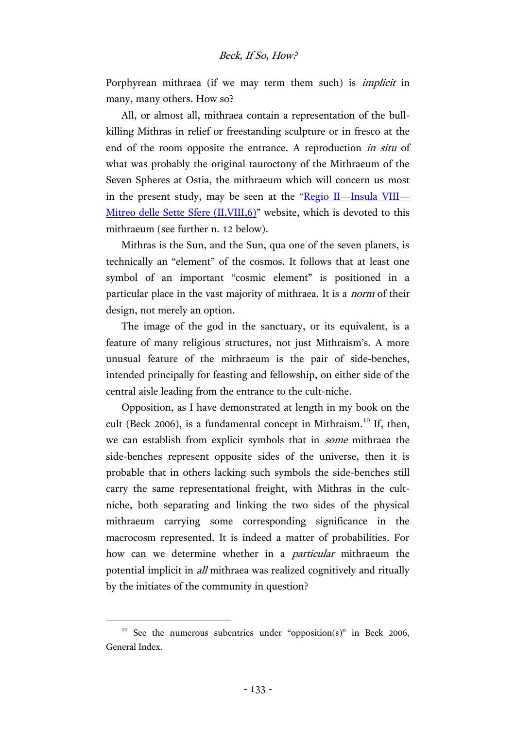Porphyrean mithraea (if we may term them such) is *implicit* in many, many others. How so?

All, or almost all, mithraea contain a representation of the bull-killing Mithras in relief or freestanding sculpture or in fresco at the end of the room opposite the entrance. A reproduction *in situ* of what was probably the original tauroctony of the Mithraeum of the Seven Spheres at Ostia, the mithraeum which will concern us most in the present study, may be seen at the "Regio II—Insula VIII—Mitreo delle Sette Sfere (II,VIII,6)" website, which is devoted to this mithraeum (see further n. 12 below).

Mithras is the Sun, and the Sun, qua one of the seven planets, is technically an "element" of the cosmos. It follows that at least one symbol of an important "cosmic element" is positioned in a particular place in the vast majority of mithraea. It is a *norm* of their design, not merely an option.

The image of the god in the sanctuary, or its equivalent, is a feature of many religious structures, not just Mithraism's. A more unusual feature of the mithraeum is the pair of side-benches, intended principally for feasting and fellowship, on either side of the central aisle leading from the entrance to the cult-niche.

Opposition, as I have demonstrated at length in my book on the cult (Beck 2006), is a fundamental concept in Mithraism.[10] If, then, we can establish from explicit symbols that in *some* mithraea the side-benches represent opposite sides of the universe, then it is probable that in others lacking such symbols the side-benches still carry the same representational freight, with Mithras in the cult-niche, both separating and linking the two sides of the physical mithraeum carrying some corresponding significance in the macrocosm represented. It is indeed a matter of probabilities. For how can we determine whether in a *particular* mithraeum the potential implicit in *all* mithraea was realized cognitively and ritually by the initiates of the community in question?

---

[10] See the numerous subentries under "opposition(s)" in Beck 2006, General Index.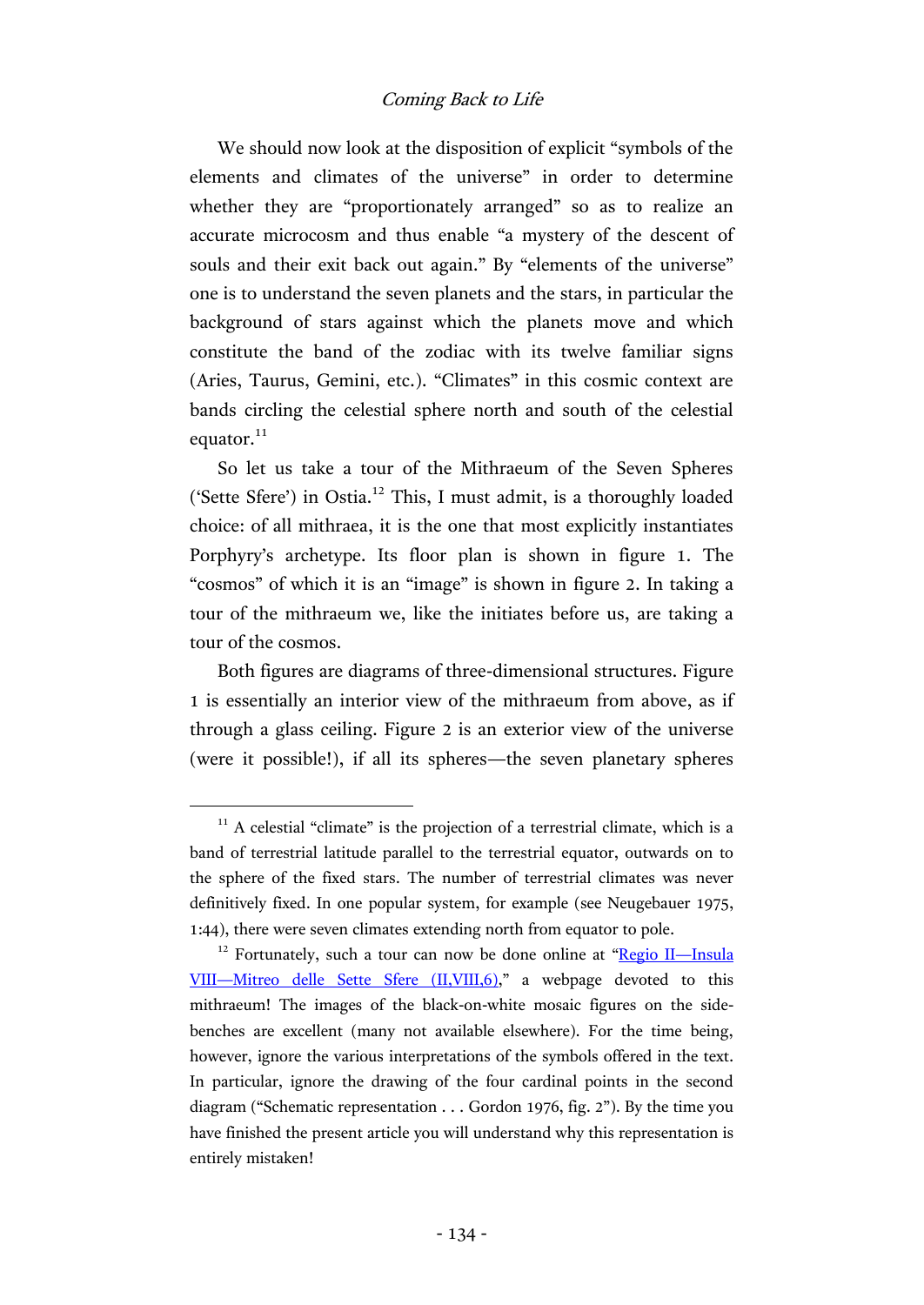We should now look at the disposition of explicit "symbols of the elements and climates of the universe" in order to determine whether they are "proportionately arranged" so as to realize an accurate microcosm and thus enable "a mystery of the descent of souls and their exit back out again." By "elements of the universe" one is to understand the seven planets and the stars, in particular the background of stars against which the planets move and which constitute the band of the zodiac with its twelve familiar signs (Aries, Taurus, Gemini, etc.). "Climates" in this cosmic context are bands circling the celestial sphere north and south of the celestial equator.[11]

So let us take a tour of the Mithraeum of the Seven Spheres ('Sette Sfere') in Ostia.[12] This, I must admit, is a thoroughly loaded choice: of all mithraea, it is the one that most explicitly instantiates Porphyry's archetype. Its floor plan is shown in figure 1. The "cosmos" of which it is an "image" is shown in figure 2. In taking a tour of the mithraeum we, like the initiates before us, are taking a tour of the cosmos.

Both figures are diagrams of three-dimensional structures. Figure 1 is essentially an interior view of the mithraeum from above, as if through a glass ceiling. Figure 2 is an exterior view of the universe (were it possible!), if all its spheres—the seven planetary spheres

---

[11] A celestial "climate" is the projection of a terrestrial climate, which is a band of terrestrial latitude parallel to the terrestrial equator, outwards on to the sphere of the fixed stars. The number of terrestrial climates was never definitively fixed. In one popular system, for example (see Neugebauer 1975, 1:44), there were seven climates extending north from equator to pole.

[12] Fortunately, such a tour can now be done online at "Regio II—Insula VIII—Mitreo delle Sette Sfere (II,VIII,6)," a webpage devoted to this mithraeum! The images of the black-on-white mosaic figures on the side-benches are excellent (many not available elsewhere). For the time being, however, ignore the various interpretations of the symbols offered in the text. In particular, ignore the drawing of the four cardinal points in the second diagram ("Schematic representation . . . Gordon 1976, fig. 2"). By the time you have finished the present article you will understand why this representation is entirely mistaken!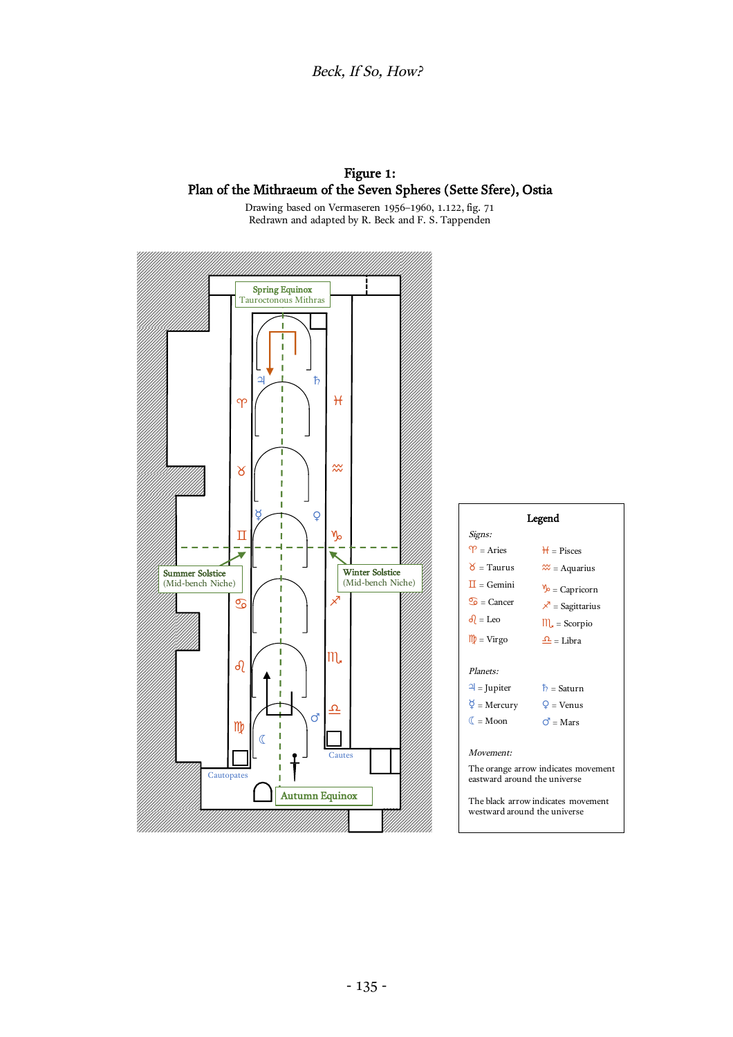**Figure 1:**
**Plan of the Mithraeum of the Seven Spheres (Sette Sfere), Ostia**

Drawing based on Vermaseren 1956–1960, 1.122, fig. 71
Redrawn and adapted by R. Beck and F. S. Tappenden

Spring Equinox
Tauroctonous Mithras

Summer Solstice
(Mid-bench Niche)

Winter Solstice
(Mid-bench Niche)

Cautopates

Cautes

Autumn Equinox

**Legend**

*Signs:*

| | |
|---|---|
| ♈ = Aries | ♓ = Pisces |
| ♉ = Taurus | ♒ = Aquarius |
| ♊ = Gemini | ♑ = Capricorn |
| ♋ = Cancer | ♐ = Sagittarius |
| ♌ = Leo | ♏ = Scorpio |
| ♍ = Virgo | ♎ = Libra |

*Planets:*

| | |
|---|---|
| ♃ = Jupiter | ♄ = Saturn |
| ☿ = Mercury | ♀ = Venus |
| ☾ = Moon | ♂ = Mars |

*Movement:*

The orange arrow indicates movement eastward around the universe

The black arrow indicates movement westward around the universe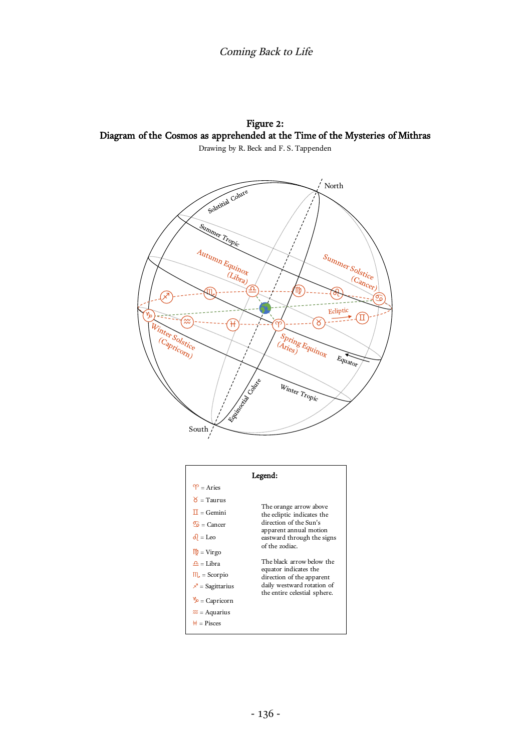## Figure 2:
## Diagram of the Cosmos as apprehended at the Time of the Mysteries of Mithras

Drawing by R. Beck and F. S. Tappenden

North

Solstitial Colure

Summer Tropic

Autumn Equinox (Libra)

Summer Solstice (Cancer)

Ecliptic

Winter Solstice (Capricorn)

Spring Equinox (Aries)

Equator

Winter Tropic

Equinoctial Colure

South

**Legend:**

♈ = Aries
♉ = Taurus
♊ = Gemini
♋ = Cancer
♌ = Leo
♍ = Virgo
♎ = Libra
♏ = Scorpio
♐ = Sagittarius
♑ = Capricorn
♒ = Aquarius
♓ = Pisces

The orange arrow above the ecliptic indicates the direction of the Sun's apparent annual motion eastward through the signs of the zodiac.

The black arrow below the equator indicates the direction of the apparent daily westward rotation of the entire celestial sphere.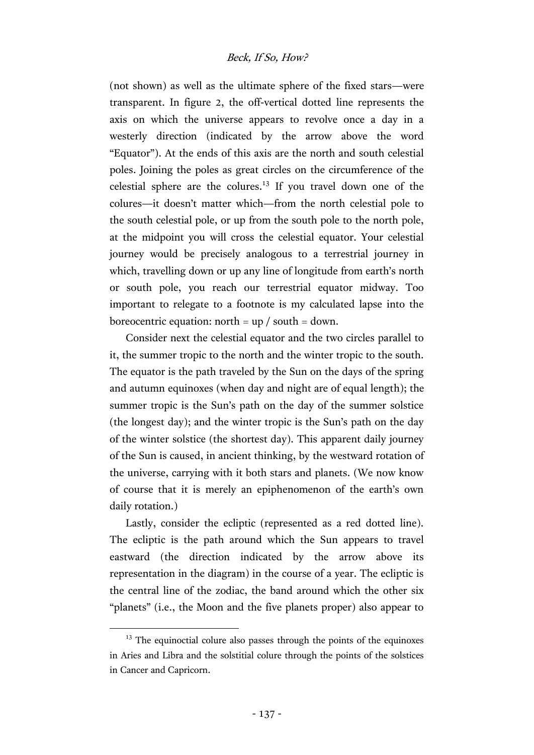(not shown) as well as the ultimate sphere of the fixed stars—were transparent. In figure 2, the off-vertical dotted line represents the axis on which the universe appears to revolve once a day in a westerly direction (indicated by the arrow above the word "Equator"). At the ends of this axis are the north and south celestial poles. Joining the poles as great circles on the circumference of the celestial sphere are the colures.[13] If you travel down one of the colures—it doesn't matter which—from the north celestial pole to the south celestial pole, or up from the south pole to the north pole, at the midpoint you will cross the celestial equator. Your celestial journey would be precisely analogous to a terrestrial journey in which, travelling down or up any line of longitude from earth's north or south pole, you reach our terrestrial equator midway. Too important to relegate to a footnote is my calculated lapse into the boreocentric equation: north = up / south = down.

Consider next the celestial equator and the two circles parallel to it, the summer tropic to the north and the winter tropic to the south. The equator is the path traveled by the Sun on the days of the spring and autumn equinoxes (when day and night are of equal length); the summer tropic is the Sun's path on the day of the summer solstice (the longest day); and the winter tropic is the Sun's path on the day of the winter solstice (the shortest day). This apparent daily journey of the Sun is caused, in ancient thinking, by the westward rotation of the universe, carrying with it both stars and planets. (We now know of course that it is merely an epiphenomenon of the earth's own daily rotation.)

Lastly, consider the ecliptic (represented as a red dotted line). The ecliptic is the path around which the Sun appears to travel eastward (the direction indicated by the arrow above its representation in the diagram) in the course of a year. The ecliptic is the central line of the zodiac, the band around which the other six "planets" (i.e., the Moon and the five planets proper) also appear to

---

[13] The equinoctial colure also passes through the points of the equinoxes in Aries and Libra and the solstitial colure through the points of the solstices in Cancer and Capricorn.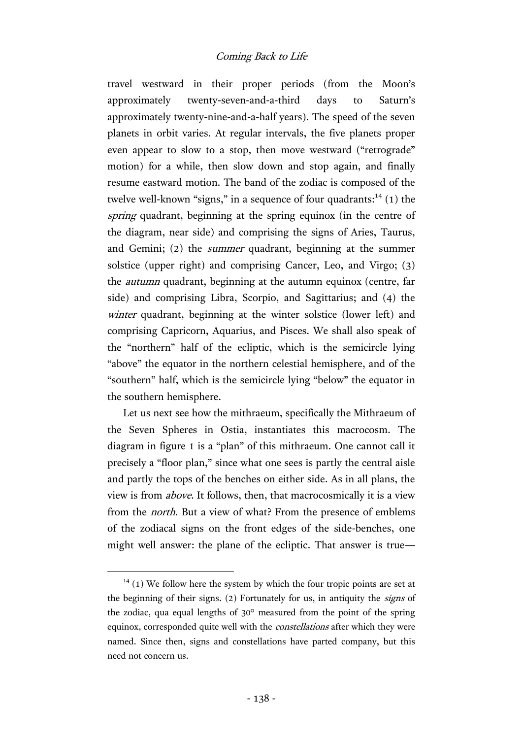travel westward in their proper periods (from the Moon's approximately twenty-seven-and-a-third days to Saturn's approximately twenty-nine-and-a-half years). The speed of the seven planets in orbit varies. At regular intervals, the five planets proper even appear to slow to a stop, then move westward ("retrograde" motion) for a while, then slow down and stop again, and finally resume eastward motion. The band of the zodiac is composed of the twelve well-known "signs," in a sequence of four quadrants:[14] (1) the *spring* quadrant, beginning at the spring equinox (in the centre of the diagram, near side) and comprising the signs of Aries, Taurus, and Gemini; (2) the *summer* quadrant, beginning at the summer solstice (upper right) and comprising Cancer, Leo, and Virgo; (3) the *autumn* quadrant, beginning at the autumn equinox (centre, far side) and comprising Libra, Scorpio, and Sagittarius; and (4) the *winter* quadrant, beginning at the winter solstice (lower left) and comprising Capricorn, Aquarius, and Pisces. We shall also speak of the "northern" half of the ecliptic, which is the semicircle lying "above" the equator in the northern celestial hemisphere, and of the "southern" half, which is the semicircle lying "below" the equator in the southern hemisphere.

Let us next see how the mithraeum, specifically the Mithraeum of the Seven Spheres in Ostia, instantiates this macrocosm. The diagram in figure 1 is a "plan" of this mithraeum. One cannot call it precisely a "floor plan," since what one sees is partly the central aisle and partly the tops of the benches on either side. As in all plans, the view is from *above*. It follows, then, that macrocosmically it is a view from the *north*. But a view of what? From the presence of emblems of the zodiacal signs on the front edges of the side-benches, one might well answer: the plane of the ecliptic. That answer is true—

---

[14] (1) We follow here the system by which the four tropic points are set at the beginning of their signs. (2) Fortunately for us, in antiquity the *signs* of the zodiac, qua equal lengths of 30° measured from the point of the spring equinox, corresponded quite well with the *constellations* after which they were named. Since then, signs and constellations have parted company, but this need not concern us.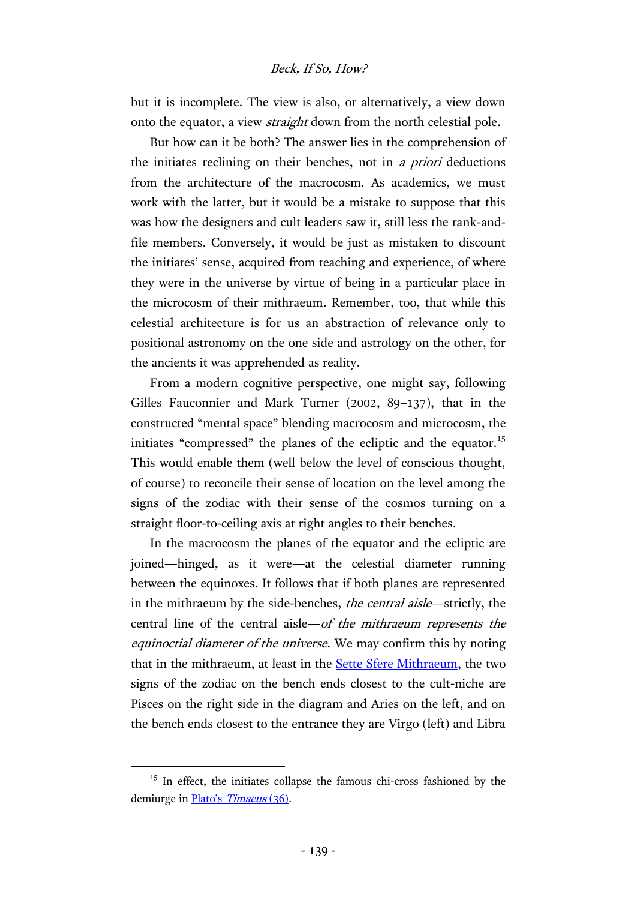but it is incomplete. The view is also, or alternatively, a view down onto the equator, a view *straight* down from the north celestial pole.

But how can it be both? The answer lies in the comprehension of the initiates reclining on their benches, not in *a priori* deductions from the architecture of the macrocosm. As academics, we must work with the latter, but it would be a mistake to suppose that this was how the designers and cult leaders saw it, still less the rank-and-file members. Conversely, it would be just as mistaken to discount the initiates' sense, acquired from teaching and experience, of where they were in the universe by virtue of being in a particular place in the microcosm of their mithraeum. Remember, too, that while this celestial architecture is for us an abstraction of relevance only to positional astronomy on the one side and astrology on the other, for the ancients it was apprehended as reality.

From a modern cognitive perspective, one might say, following Gilles Fauconnier and Mark Turner (2002, 89–137), that in the constructed "mental space" blending macrocosm and microcosm, the initiates "compressed" the planes of the ecliptic and the equator.[15] This would enable them (well below the level of conscious thought, of course) to reconcile their sense of location on the level among the signs of the zodiac with their sense of the cosmos turning on a straight floor-to-ceiling axis at right angles to their benches.

In the macrocosm the planes of the equator and the ecliptic are joined—hinged, as it were—at the celestial diameter running between the equinoxes. It follows that if both planes are represented in the mithraeum by the side-benches, *the central aisle*—strictly, the central line of the central aisle—*of the mithraeum represents the equinoctial diameter of the universe*. We may confirm this by noting that in the mithraeum, at least in the Sette Sfere Mithraeum, the two signs of the zodiac on the bench ends closest to the cult-niche are Pisces on the right side in the diagram and Aries on the left, and on the bench ends closest to the entrance they are Virgo (left) and Libra

---

[15] In effect, the initiates collapse the famous chi-cross fashioned by the demiurge in Plato's *Timaeus* (36).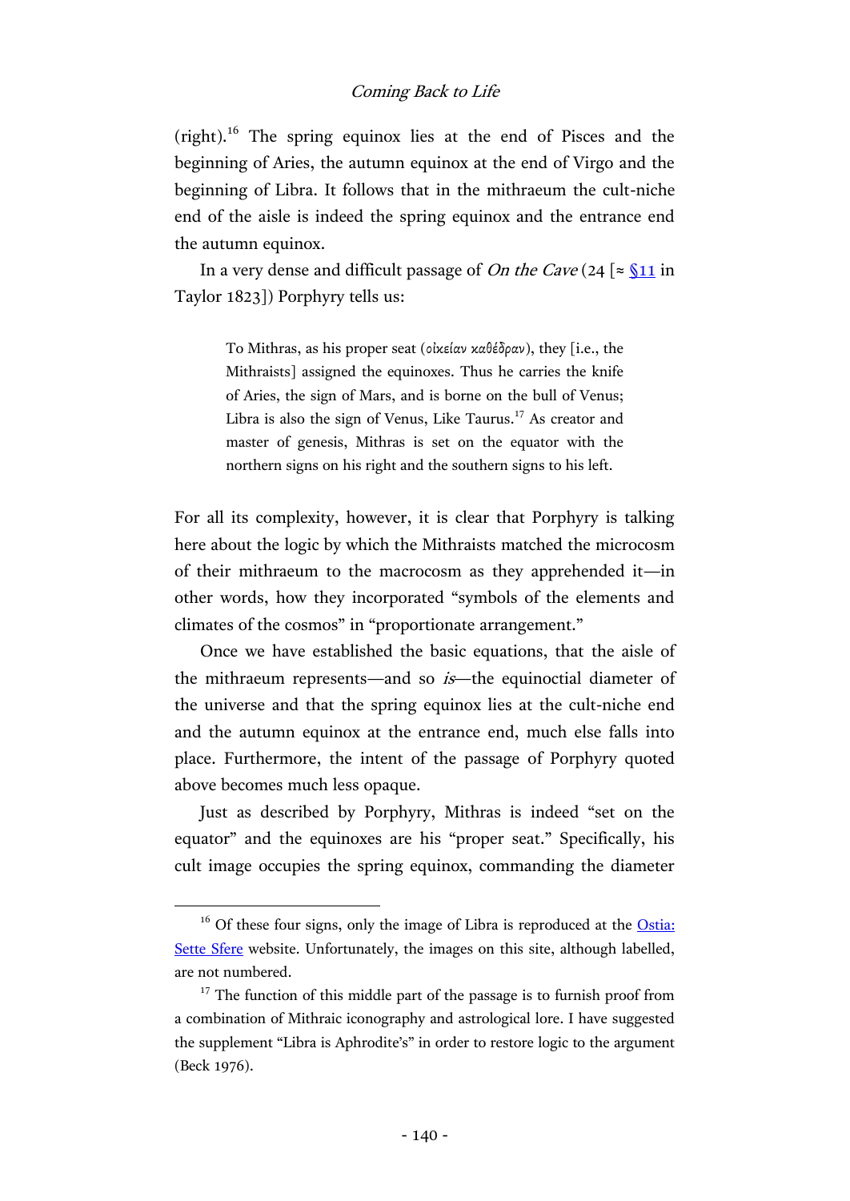(right).[16] The spring equinox lies at the end of Pisces and the beginning of Aries, the autumn equinox at the end of Virgo and the beginning of Libra. It follows that in the mithraeum the cult-niche end of the aisle is indeed the spring equinox and the entrance end the autumn equinox.

In a very dense and difficult passage of *On the Cave* (24 [≈ §11 in Taylor 1823]) Porphyry tells us:

> To Mithras, as his proper seat (οἰκείαν καθέδραν), they [i.e., the Mithraists] assigned the equinoxes. Thus he carries the knife of Aries, the sign of Mars, and is borne on the bull of Venus; Libra is also the sign of Venus, Like Taurus.[17] As creator and master of genesis, Mithras is set on the equator with the northern signs on his right and the southern signs to his left.

For all its complexity, however, it is clear that Porphyry is talking here about the logic by which the Mithraists matched the microcosm of their mithraeum to the macrocosm as they apprehended it—in other words, how they incorporated "symbols of the elements and climates of the cosmos" in "proportionate arrangement."

Once we have established the basic equations, that the aisle of the mithraeum represents—and so *is*—the equinoctial diameter of the universe and that the spring equinox lies at the cult-niche end and the autumn equinox at the entrance end, much else falls into place. Furthermore, the intent of the passage of Porphyry quoted above becomes much less opaque.

Just as described by Porphyry, Mithras is indeed "set on the equator" and the equinoxes are his "proper seat." Specifically, his cult image occupies the spring equinox, commanding the diameter

---

[16] Of these four signs, only the image of Libra is reproduced at the Ostia: Sette Sfere website. Unfortunately, the images on this site, although labelled, are not numbered.

[17] The function of this middle part of the passage is to furnish proof from a combination of Mithraic iconography and astrological lore. I have suggested the supplement "Libra is Aphrodite's" in order to restore logic to the argument (Beck 1976).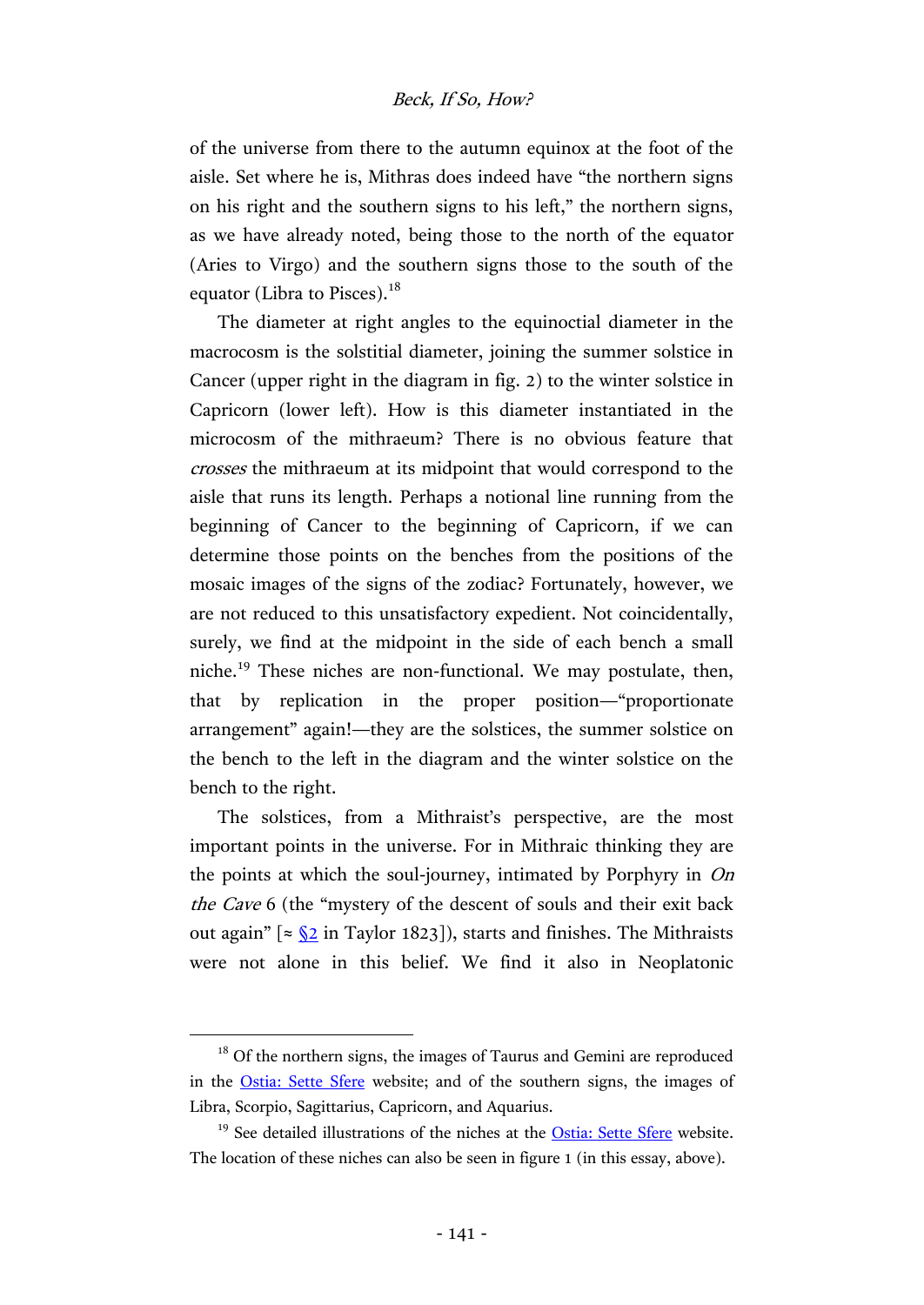of the universe from there to the autumn equinox at the foot of the aisle. Set where he is, Mithras does indeed have "the northern signs on his right and the southern signs to his left," the northern signs, as we have already noted, being those to the north of the equator (Aries to Virgo) and the southern signs those to the south of the equator (Libra to Pisces).[18]

The diameter at right angles to the equinoctial diameter in the macrocosm is the solstitial diameter, joining the summer solstice in Cancer (upper right in the diagram in fig. 2) to the winter solstice in Capricorn (lower left). How is this diameter instantiated in the microcosm of the mithraeum? There is no obvious feature that *crosses* the mithraeum at its midpoint that would correspond to the aisle that runs its length. Perhaps a notional line running from the beginning of Cancer to the beginning of Capricorn, if we can determine those points on the benches from the positions of the mosaic images of the signs of the zodiac? Fortunately, however, we are not reduced to this unsatisfactory expedient. Not coincidentally, surely, we find at the midpoint in the side of each bench a small niche.[19] These niches are non-functional. We may postulate, then, that by replication in the proper position—"proportionate arrangement" again!—they are the solstices, the summer solstice on the bench to the left in the diagram and the winter solstice on the bench to the right.

The solstices, from a Mithraist's perspective, are the most important points in the universe. For in Mithraic thinking they are the points at which the soul-journey, intimated by Porphyry in *On the Cave* 6 (the "mystery of the descent of souls and their exit back out again" [≈ §2 in Taylor 1823]), starts and finishes. The Mithraists were not alone in this belief. We find it also in Neoplatonic

---

[18] Of the northern signs, the images of Taurus and Gemini are reproduced in the Ostia: Sette Sfere website; and of the southern signs, the images of Libra, Scorpio, Sagittarius, Capricorn, and Aquarius.

[19] See detailed illustrations of the niches at the Ostia: Sette Sfere website. The location of these niches can also be seen in figure 1 (in this essay, above).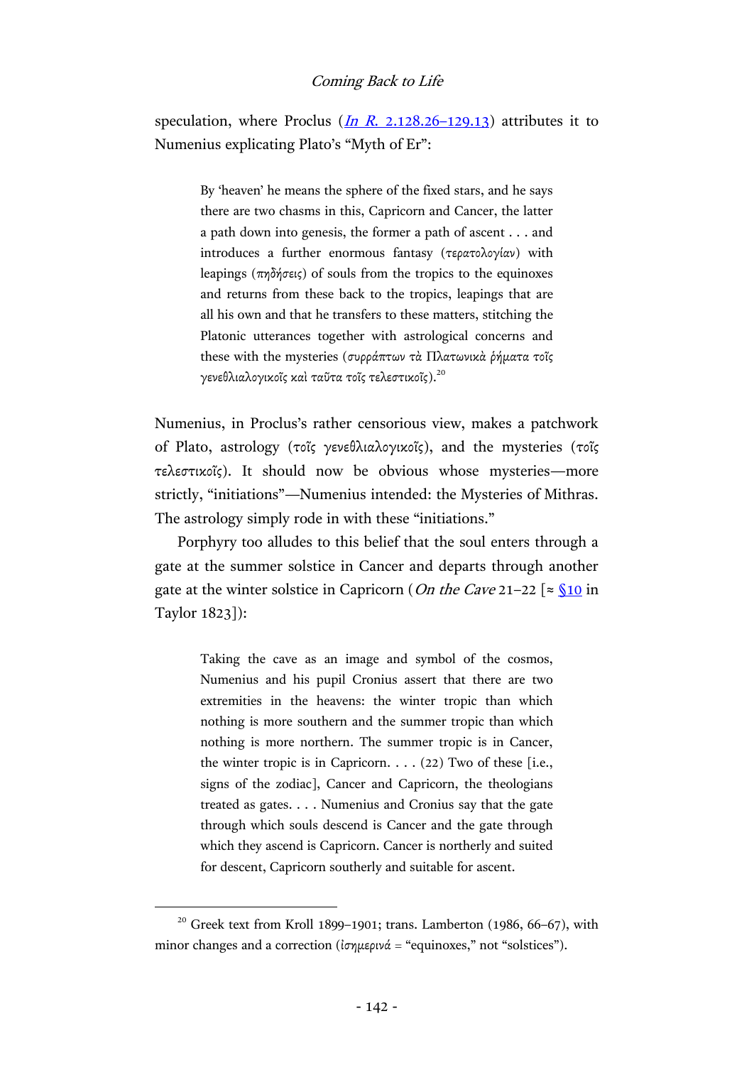speculation, where Proclus (*In R.* 2.128.26–129.13) attributes it to Numenius explicating Plato's "Myth of Er":

> By 'heaven' he means the sphere of the fixed stars, and he says there are two chasms in this, Capricorn and Cancer, the latter a path down into genesis, the former a path of ascent . . . and introduces a further enormous fantasy (τερατολογίαν) with leapings (πηδήσεις) of souls from the tropics to the equinoxes and returns from these back to the tropics, leapings that are all his own and that he transfers to these matters, stitching the Platonic utterances together with astrological concerns and these with the mysteries (συρράπτων τὰ Πλατωνικὰ ῥήματα τοῖς γενεθλιαλογικοῖς καὶ ταῦτα τοῖς τελεστικοῖς).[20]

Numenius, in Proclus's rather censorious view, makes a patchwork of Plato, astrology (τοῖς γενεθλιαλογικοῖς), and the mysteries (τοῖς τελεστικοῖς). It should now be obvious whose mysteries—more strictly, "initiations"—Numenius intended: the Mysteries of Mithras. The astrology simply rode in with these "initiations."

Porphyry too alludes to this belief that the soul enters through a gate at the summer solstice in Cancer and departs through another gate at the winter solstice in Capricorn (*On the Cave* 21–22 [≈ §10 in Taylor 1823]):

> Taking the cave as an image and symbol of the cosmos, Numenius and his pupil Cronius assert that there are two extremities in the heavens: the winter tropic than which nothing is more southern and the summer tropic than which nothing is more northern. The summer tropic is in Cancer, the winter tropic is in Capricorn. . . . (22) Two of these [i.e., signs of the zodiac], Cancer and Capricorn, the theologians treated as gates. . . . Numenius and Cronius say that the gate through which souls descend is Cancer and the gate through which they ascend is Capricorn. Cancer is northerly and suited for descent, Capricorn southerly and suitable for ascent.

---

[20] Greek text from Kroll 1899–1901; trans. Lamberton (1986, 66–67), with minor changes and a correction (ἰσημερινά = "equinoxes," not "solstices").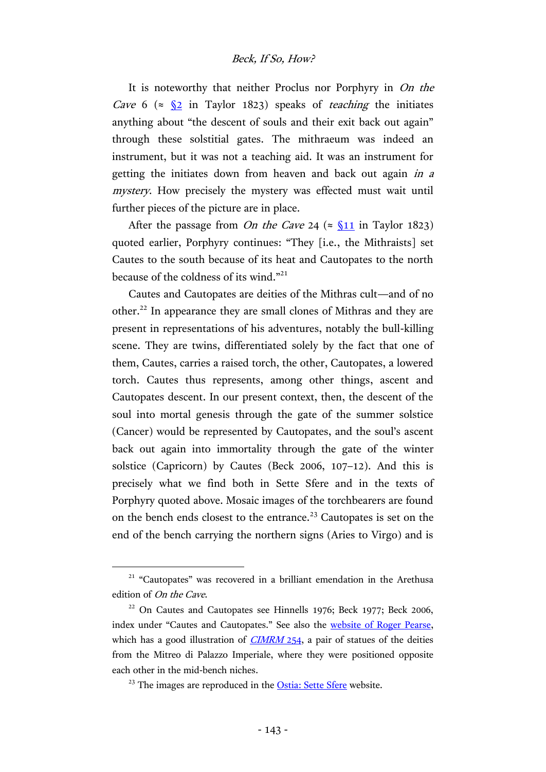It is noteworthy that neither Proclus nor Porphyry in *On the Cave* 6 (≈ §2 in Taylor 1823) speaks of *teaching* the initiates anything about "the descent of souls and their exit back out again" through these solstitial gates. The mithraeum was indeed an instrument, but it was not a teaching aid. It was an instrument for getting the initiates down from heaven and back out again *in a mystery*. How precisely the mystery was effected must wait until further pieces of the picture are in place.

After the passage from *On the Cave* 24 (≈ §11 in Taylor 1823) quoted earlier, Porphyry continues: "They [i.e., the Mithraists] set Cautes to the south because of its heat and Cautopates to the north because of the coldness of its wind."[21]

Cautes and Cautopates are deities of the Mithras cult—and of no other.[22] In appearance they are small clones of Mithras and they are present in representations of his adventures, notably the bull-killing scene. They are twins, differentiated solely by the fact that one of them, Cautes, carries a raised torch, the other, Cautopates, a lowered torch. Cautes thus represents, among other things, ascent and Cautopates descent. In our present context, then, the descent of the soul into mortal genesis through the gate of the summer solstice (Cancer) would be represented by Cautopates, and the soul's ascent back out again into immortality through the gate of the winter solstice (Capricorn) by Cautes (Beck 2006, 107–12). And this is precisely what we find both in Sette Sfere and in the texts of Porphyry quoted above. Mosaic images of the torchbearers are found on the bench ends closest to the entrance.[23] Cautopates is set on the end of the bench carrying the northern signs (Aries to Virgo) and is

---

[21] "Cautopates" was recovered in a brilliant emendation in the Arethusa edition of *On the Cave*.

[22] On Cautes and Cautopates see Hinnells 1976; Beck 1977; Beck 2006, index under "Cautes and Cautopates." See also the website of Roger Pearse, which has a good illustration of *CIMRM* 254, a pair of statues of the deities from the Mitreo di Palazzo Imperiale, where they were positioned opposite each other in the mid-bench niches.

[23] The images are reproduced in the Ostia: Sette Sfere website.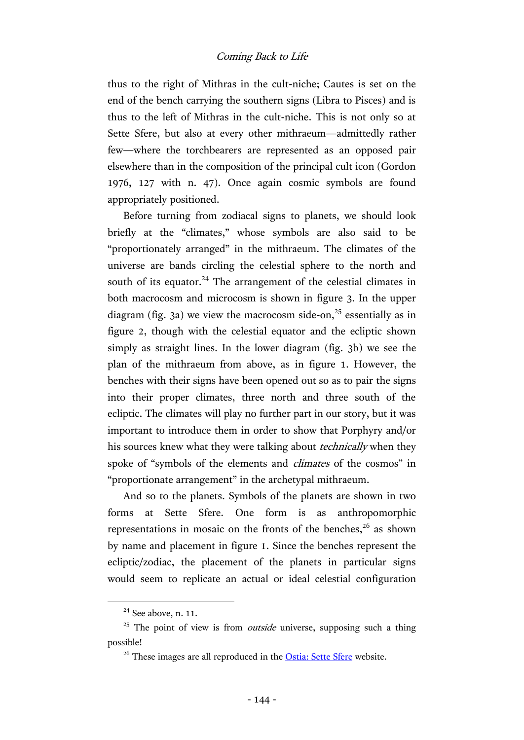thus to the right of Mithras in the cult-niche; Cautes is set on the end of the bench carrying the southern signs (Libra to Pisces) and is thus to the left of Mithras in the cult-niche. This is not only so at Sette Sfere, but also at every other mithraeum—admittedly rather few—where the torchbearers are represented as an opposed pair elsewhere than in the composition of the principal cult icon (Gordon 1976, 127 with n. 47). Once again cosmic symbols are found appropriately positioned.

Before turning from zodiacal signs to planets, we should look briefly at the "climates," whose symbols are also said to be "proportionately arranged" in the mithraeum. The climates of the universe are bands circling the celestial sphere to the north and south of its equator.[24] The arrangement of the celestial climates in both macrocosm and microcosm is shown in figure 3. In the upper diagram (fig. 3a) we view the macrocosm side-on,[25] essentially as in figure 2, though with the celestial equator and the ecliptic shown simply as straight lines. In the lower diagram (fig. 3b) we see the plan of the mithraeum from above, as in figure 1. However, the benches with their signs have been opened out so as to pair the signs into their proper climates, three north and three south of the ecliptic. The climates will play no further part in our story, but it was important to introduce them in order to show that Porphyry and/or his sources knew what they were talking about *technically* when they spoke of "symbols of the elements and *climates* of the cosmos" in "proportionate arrangement" in the archetypal mithraeum.

And so to the planets. Symbols of the planets are shown in two forms at Sette Sfere. One form is as anthropomorphic representations in mosaic on the fronts of the benches,[26] as shown by name and placement in figure 1. Since the benches represent the ecliptic/zodiac, the placement of the planets in particular signs would seem to replicate an actual or ideal celestial configuration

---

[24] See above, n. 11.

[25] The point of view is from *outside* universe, supposing such a thing possible!

[26] These images are all reproduced in the Ostia: Sette Sfere website.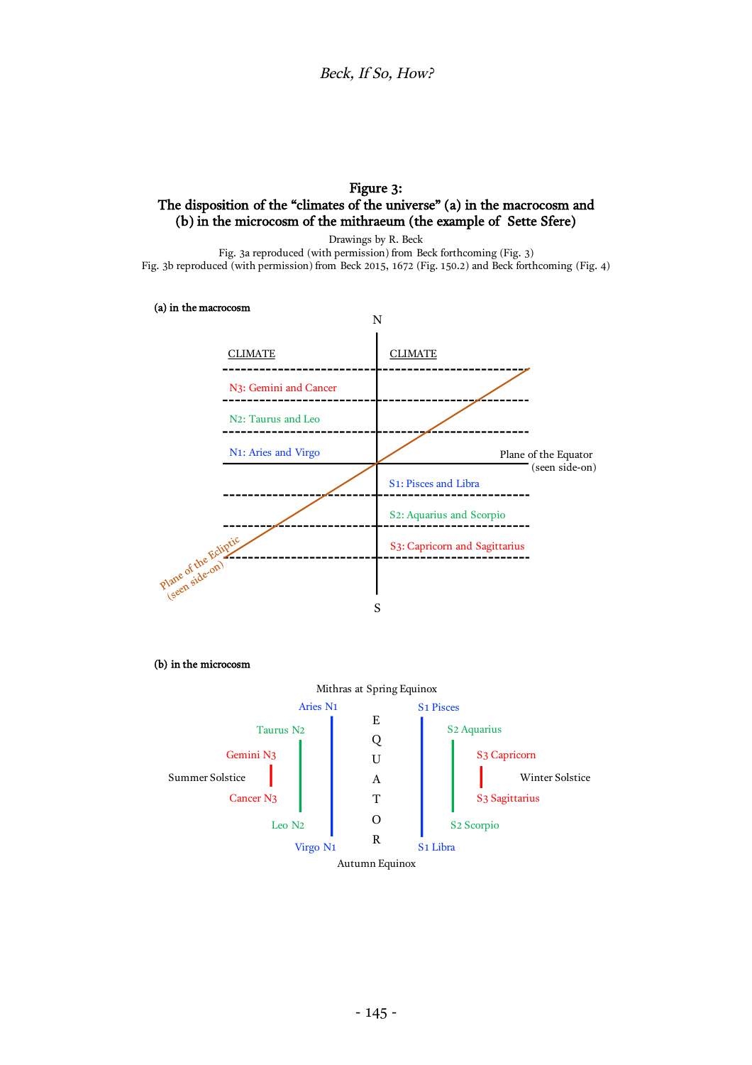**Figure 3:**
**The disposition of the "climates of the universe" (a) in the macrocosm and (b) in the microcosm of the mithraeum (the example of Sette Sfere)**

Drawings by R. Beck
Fig. 3a reproduced (with permission) from Beck forthcoming (Fig. 3)
Fig. 3b reproduced (with permission) from Beck 2015, 1672 (Fig. 150.2) and Beck forthcoming (Fig. 4)

**(a) in the macrocosm**

N

CLIMATE | CLIMATE

N3: Gemini and Cancer

N2: Taurus and Leo

N1: Aries and Virgo

Plane of the Equator (seen side-on)

S1: Pisces and Libra

S2: Aquarius and Scorpio

S3: Capricorn and Sagittarius

Plane of the Ecliptic (seen side-on)

S

**(b) in the microcosm**

Mithras at Spring Equinox

Aries N1 | S1 Pisces

Taurus N2 | S2 Aquarius

Gemini N3 | S3 Capricorn

Summer Solstice | EQUATOR | Winter Solstice

Cancer N3 | S3 Sagittarius

Leo N2 | S2 Scorpio

Virgo N1 | S1 Libra

Autumn Equinox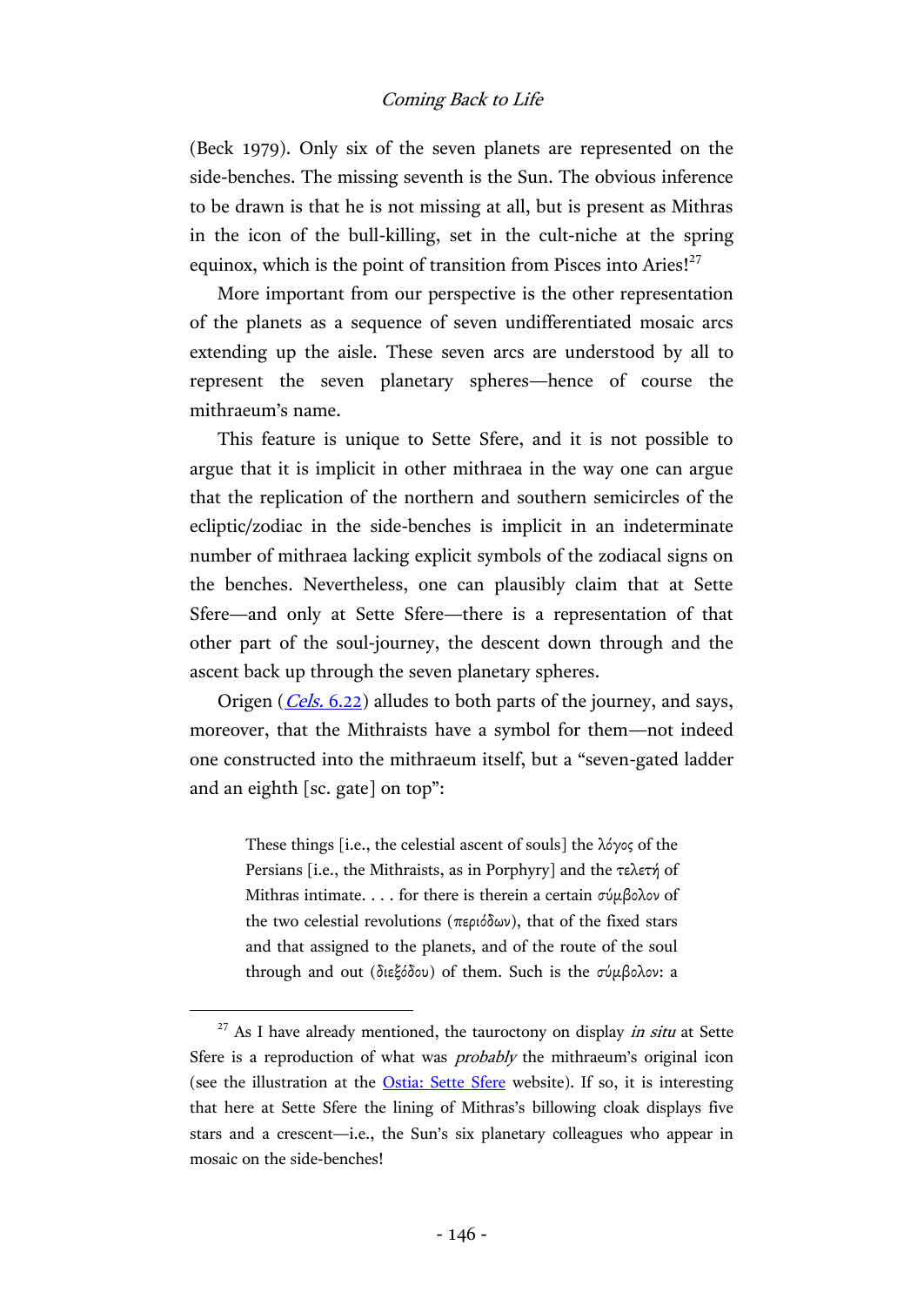(Beck 1979). Only six of the seven planets are represented on the side-benches. The missing seventh is the Sun. The obvious inference to be drawn is that he is not missing at all, but is present as Mithras in the icon of the bull-killing, set in the cult-niche at the spring equinox, which is the point of transition from Pisces into Aries![27]

More important from our perspective is the other representation of the planets as a sequence of seven undifferentiated mosaic arcs extending up the aisle. These seven arcs are understood by all to represent the seven planetary spheres—hence of course the mithraeum's name.

This feature is unique to Sette Sfere, and it is not possible to argue that it is implicit in other mithraea in the way one can argue that the replication of the northern and southern semicircles of the ecliptic/zodiac in the side-benches is implicit in an indeterminate number of mithraea lacking explicit symbols of the zodiacal signs on the benches. Nevertheless, one can plausibly claim that at Sette Sfere—and only at Sette Sfere—there is a representation of that other part of the soul-journey, the descent down through and the ascent back up through the seven planetary spheres.

Origen (*Cels.* 6.22) alludes to both parts of the journey, and says, moreover, that the Mithraists have a symbol for them—not indeed one constructed into the mithraeum itself, but a "seven-gated ladder and an eighth [sc. gate] on top":

> These things [i.e., the celestial ascent of souls] the λόγος of the Persians [i.e., the Mithraists, as in Porphyry] and the τελετή of Mithras intimate. . . . for there is therein a certain σύμβολον of the two celestial revolutions (περιόδων), that of the fixed stars and that assigned to the planets, and of the route of the soul through and out (διεξόδου) of them. Such is the σύμβολον: a

[27] As I have already mentioned, the tauroctony on display *in situ* at Sette Sfere is a reproduction of what was *probably* the mithraeum's original icon (see the illustration at the Ostia: Sette Sfere website). If so, it is interesting that here at Sette Sfere the lining of Mithras's billowing cloak displays five stars and a crescent—i.e., the Sun's six planetary colleagues who appear in mosaic on the side-benches!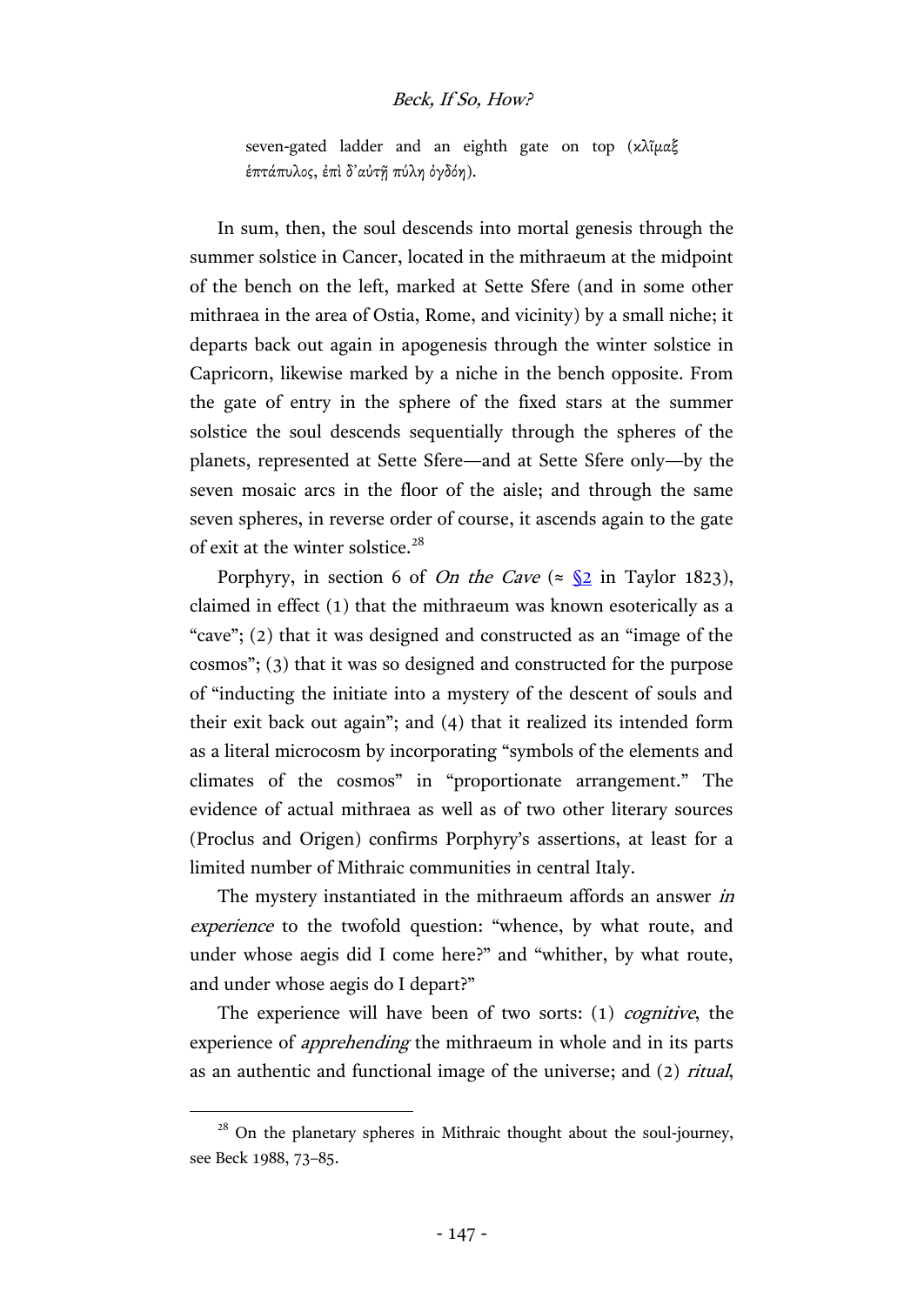seven-gated ladder and an eighth gate on top (κλῖμαξ ἑπτάπυλος, ἐπὶ δ' αὐτῇ πύλη ὀγδόη).

In sum, then, the soul descends into mortal genesis through the summer solstice in Cancer, located in the mithraeum at the midpoint of the bench on the left, marked at Sette Sfere (and in some other mithraea in the area of Ostia, Rome, and vicinity) by a small niche; it departs back out again in apogenesis through the winter solstice in Capricorn, likewise marked by a niche in the bench opposite. From the gate of entry in the sphere of the fixed stars at the summer solstice the soul descends sequentially through the spheres of the planets, represented at Sette Sfere—and at Sette Sfere only—by the seven mosaic arcs in the floor of the aisle; and through the same seven spheres, in reverse order of course, it ascends again to the gate of exit at the winter solstice.[28]

Porphyry, in section 6 of *On the Cave* (≈ §2 in Taylor 1823), claimed in effect (1) that the mithraeum was known esoterically as a "cave"; (2) that it was designed and constructed as an "image of the cosmos"; (3) that it was so designed and constructed for the purpose of "inducting the initiate into a mystery of the descent of souls and their exit back out again"; and (4) that it realized its intended form as a literal microcosm by incorporating "symbols of the elements and climates of the cosmos" in "proportionate arrangement." The evidence of actual mithraea as well as of two other literary sources (Proclus and Origen) confirms Porphyry's assertions, at least for a limited number of Mithraic communities in central Italy.

The mystery instantiated in the mithraeum affords an answer *in experience* to the twofold question: "whence, by what route, and under whose aegis did I come here?" and "whither, by what route, and under whose aegis do I depart?"

The experience will have been of two sorts: (1) *cognitive*, the experience of *apprehending* the mithraeum in whole and in its parts as an authentic and functional image of the universe; and (2) *ritual*,

[28] On the planetary spheres in Mithraic thought about the soul-journey, see Beck 1988, 73–85.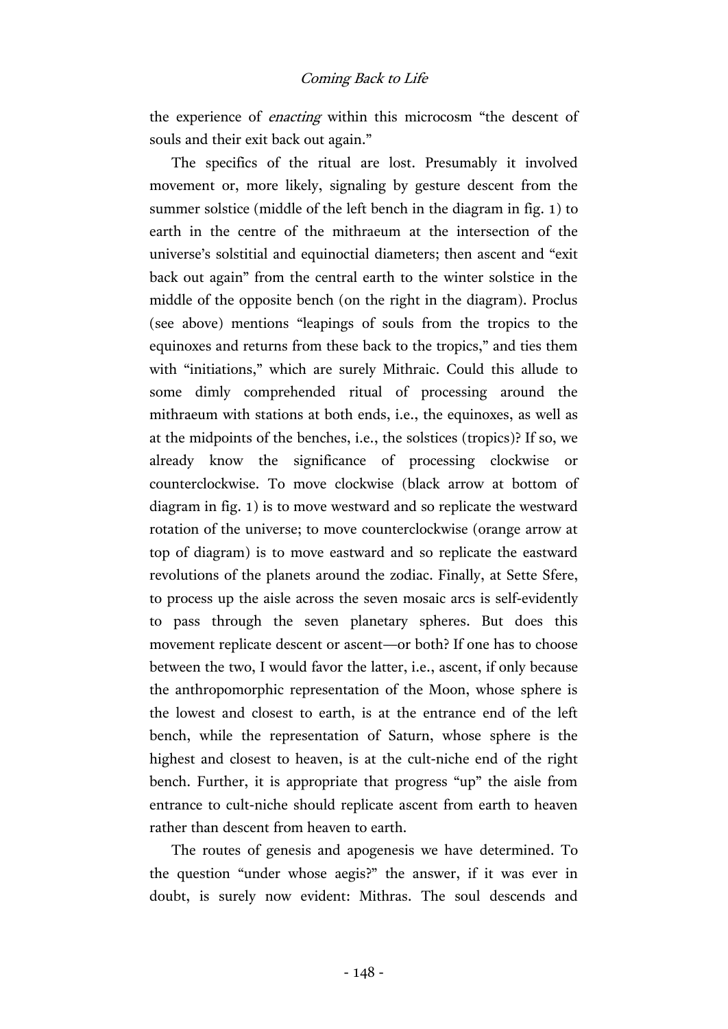the experience of *enacting* within this microcosm "the descent of souls and their exit back out again."

The specifics of the ritual are lost. Presumably it involved movement or, more likely, signaling by gesture descent from the summer solstice (middle of the left bench in the diagram in fig. 1) to earth in the centre of the mithraeum at the intersection of the universe's solstitial and equinoctial diameters; then ascent and "exit back out again" from the central earth to the winter solstice in the middle of the opposite bench (on the right in the diagram). Proclus (see above) mentions "leapings of souls from the tropics to the equinoxes and returns from these back to the tropics," and ties them with "initiations," which are surely Mithraic. Could this allude to some dimly comprehended ritual of processing around the mithraeum with stations at both ends, i.e., the equinoxes, as well as at the midpoints of the benches, i.e., the solstices (tropics)? If so, we already know the significance of processing clockwise or counterclockwise. To move clockwise (black arrow at bottom of diagram in fig. 1) is to move westward and so replicate the westward rotation of the universe; to move counterclockwise (orange arrow at top of diagram) is to move eastward and so replicate the eastward revolutions of the planets around the zodiac. Finally, at Sette Sfere, to process up the aisle across the seven mosaic arcs is self-evidently to pass through the seven planetary spheres. But does this movement replicate descent or ascent—or both? If one has to choose between the two, I would favor the latter, i.e., ascent, if only because the anthropomorphic representation of the Moon, whose sphere is the lowest and closest to earth, is at the entrance end of the left bench, while the representation of Saturn, whose sphere is the highest and closest to heaven, is at the cult-niche end of the right bench. Further, it is appropriate that progress "up" the aisle from entrance to cult-niche should replicate ascent from earth to heaven rather than descent from heaven to earth.

The routes of genesis and apogenesis we have determined. To the question "under whose aegis?" the answer, if it was ever in doubt, is surely now evident: Mithras. The soul descends and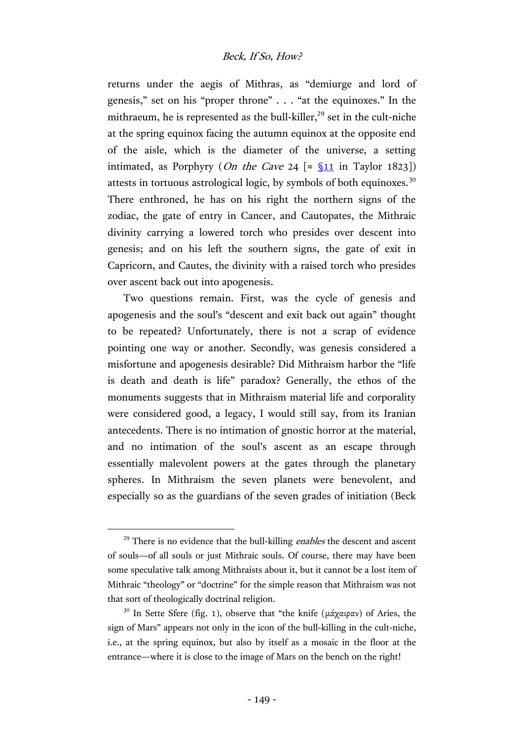returns under the aegis of Mithras, as "demiurge and lord of genesis," set on his "proper throne" . . . "at the equinoxes." In the mithraeum, he is represented as the bull-killer,[29] set in the cult-niche at the spring equinox facing the autumn equinox at the opposite end of the aisle, which is the diameter of the universe, a setting intimated, as Porphyry (*On the Cave* 24 [≈ §11 in Taylor 1823]) attests in tortuous astrological logic, by symbols of both equinoxes.[30] There enthroned, he has on his right the northern signs of the zodiac, the gate of entry in Cancer, and Cautopates, the Mithraic divinity carrying a lowered torch who presides over descent into genesis; and on his left the southern signs, the gate of exit in Capricorn, and Cautes, the divinity with a raised torch who presides over ascent back out into apogenesis.

Two questions remain. First, was the cycle of genesis and apogenesis and the soul's "descent and exit back out again" thought to be repeated? Unfortunately, there is not a scrap of evidence pointing one way or another. Secondly, was genesis considered a misfortune and apogenesis desirable? Did Mithraism harbor the "life is death and death is life" paradox? Generally, the ethos of the monuments suggests that in Mithraism material life and corporality were considered good, a legacy, I would still say, from its Iranian antecedents. There is no intimation of gnostic horror at the material, and no intimation of the soul's ascent as an escape through essentially malevolent powers at the gates through the planetary spheres. In Mithraism the seven planets were benevolent, and especially so as the guardians of the seven grades of initiation (Beck

---

[29] There is no evidence that the bull-killing *enables* the descent and ascent of souls—of all souls or just Mithraic souls. Of course, there may have been some speculative talk among Mithraists about it, but it cannot be a lost item of Mithraic "theology" or "doctrine" for the simple reason that Mithraism was not that sort of theologically doctrinal religion.

[30] In Sette Sfere (fig. 1), observe that "the knife (μάχαιραν) of Aries, the sign of Mars" appears not only in the icon of the bull-killing in the cult-niche, i.e., at the spring equinox, but also by itself as a mosaic in the floor at the entrance—where it is close to the image of Mars on the bench on the right!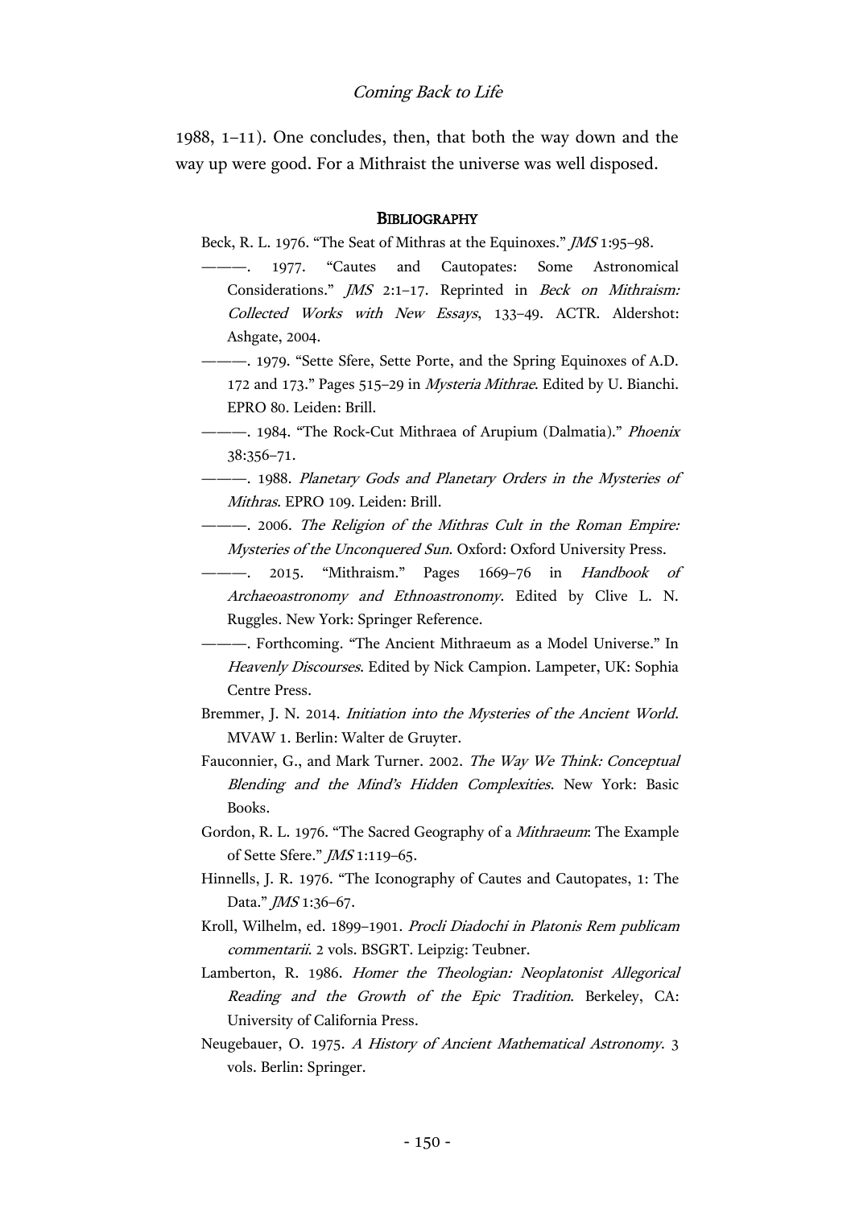1988, 1–11). One concludes, then, that both the way down and the way up were good. For a Mithraist the universe was well disposed.

## Bibliography

Beck, R. L. 1976. "The Seat of Mithras at the Equinoxes." *JMS* 1:95–98.

———. 1977. "Cautes and Cautopates: Some Astronomical Considerations." *JMS* 2:1–17. Reprinted in *Beck on Mithraism: Collected Works with New Essays*, 133–49. ACTR. Aldershot: Ashgate, 2004.

———. 1979. "Sette Sfere, Sette Porte, and the Spring Equinoxes of A.D. 172 and 173." Pages 515–29 in *Mysteria Mithrae*. Edited by U. Bianchi. EPRO 80. Leiden: Brill.

———. 1984. "The Rock-Cut Mithraea of Arupium (Dalmatia)." *Phoenix* 38:356–71.

———. 1988. *Planetary Gods and Planetary Orders in the Mysteries of Mithras*. EPRO 109. Leiden: Brill.

———. 2006. *The Religion of the Mithras Cult in the Roman Empire: Mysteries of the Unconquered Sun*. Oxford: Oxford University Press.

———. 2015. "Mithraism." Pages 1669–76 in *Handbook of Archaeoastronomy and Ethnoastronomy*. Edited by Clive L. N. Ruggles. New York: Springer Reference.

———. Forthcoming. "The Ancient Mithraeum as a Model Universe." In *Heavenly Discourses*. Edited by Nick Campion. Lampeter, UK: Sophia Centre Press.

Bremmer, J. N. 2014. *Initiation into the Mysteries of the Ancient World*. MVAW 1. Berlin: Walter de Gruyter.

Fauconnier, G., and Mark Turner. 2002. *The Way We Think: Conceptual Blending and the Mind's Hidden Complexities*. New York: Basic Books.

Gordon, R. L. 1976. "The Sacred Geography of a *Mithraeum*: The Example of Sette Sfere." *JMS* 1:119–65.

Hinnells, J. R. 1976. "The Iconography of Cautes and Cautopates, 1: The Data." *JMS* 1:36–67.

Kroll, Wilhelm, ed. 1899–1901. *Procli Diadochi in Platonis Rem publicam commentarii*. 2 vols. BSGRT. Leipzig: Teubner.

Lamberton, R. 1986. *Homer the Theologian: Neoplatonist Allegorical Reading and the Growth of the Epic Tradition*. Berkeley, CA: University of California Press.

Neugebauer, O. 1975. *A History of Ancient Mathematical Astronomy*. 3 vols. Berlin: Springer.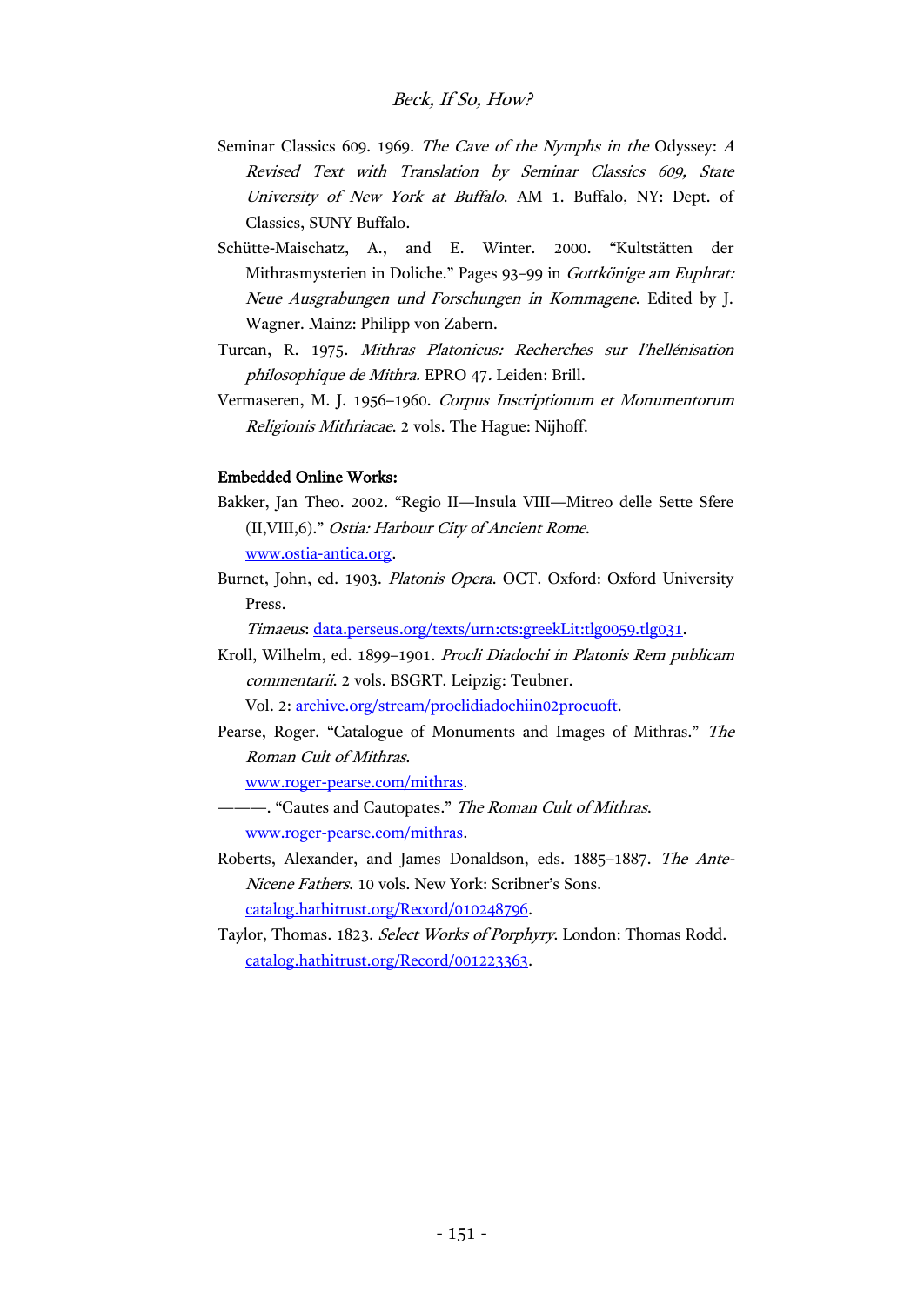Seminar Classics 609. 1969. *The Cave of the Nymphs in the* Odyssey: *A Revised Text with Translation by Seminar Classics 609, State University of New York at Buffalo*. AM 1. Buffalo, NY: Dept. of Classics, SUNY Buffalo.

Schütte-Maischatz, A., and E. Winter. 2000. "Kultstätten der Mithrasmysterien in Doliche." Pages 93–99 in *Gottkönige am Euphrat: Neue Ausgrabungen und Forschungen in Kommagene*. Edited by J. Wagner. Mainz: Philipp von Zabern.

Turcan, R. 1975. *Mithras Platonicus: Recherches sur l'hellénisation philosophique de Mithra*. EPRO 47. Leiden: Brill.

Vermaseren, M. J. 1956–1960. *Corpus Inscriptionum et Monumentorum Religionis Mithriacae*. 2 vols. The Hague: Nijhoff.

**Embedded Online Works:**

Bakker, Jan Theo. 2002. "Regio II—Insula VIII—Mitreo delle Sette Sfere (II,VIII,6)." *Ostia: Harbour City of Ancient Rome*. www.ostia-antica.org.

Burnet, John, ed. 1903. *Platonis Opera*. OCT. Oxford: Oxford University Press.
*Timaeus*: data.perseus.org/texts/urn:cts:greekLit:tlg0059.tlg031.

Kroll, Wilhelm, ed. 1899–1901. *Procli Diadochi in Platonis Rem publicam commentarii*. 2 vols. BSGRT. Leipzig: Teubner.
Vol. 2: archive.org/stream/proclidiadochiin02procuoft.

Pearse, Roger. "Catalogue of Monuments and Images of Mithras." *The Roman Cult of Mithras*. www.roger-pearse.com/mithras.

———. "Cautes and Cautopates." *The Roman Cult of Mithras*. www.roger-pearse.com/mithras.

Roberts, Alexander, and James Donaldson, eds. 1885–1887. *The Ante-Nicene Fathers*. 10 vols. New York: Scribner's Sons. catalog.hathitrust.org/Record/010248796.

Taylor, Thomas. 1823. *Select Works of Porphyry*. London: Thomas Rodd. catalog.hathitrust.org/Record/001223363.